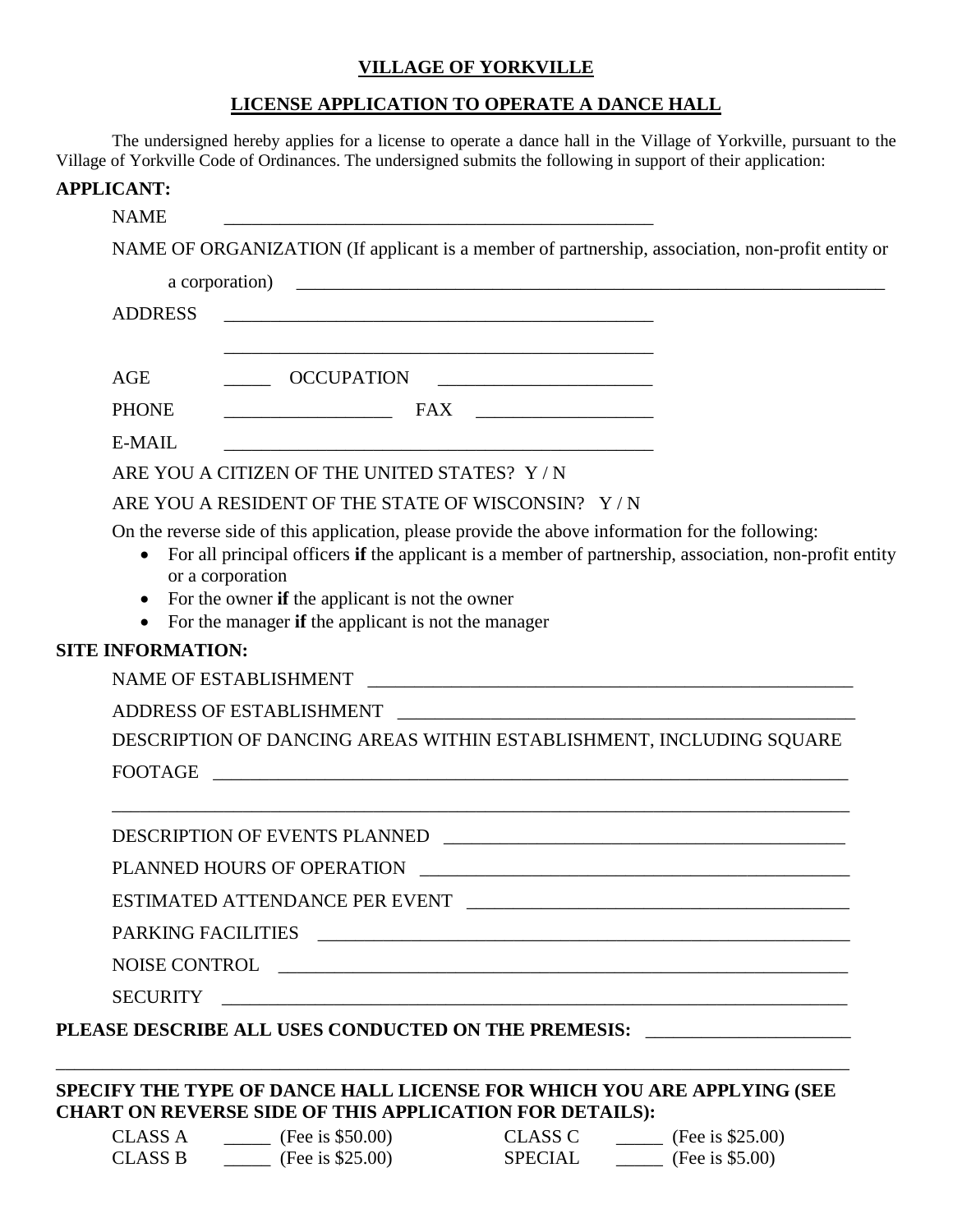# VILLAGE OF YORKVILLE

## LICENSE APPLICATION TO OPERATE A DANCE HALL

The undersigned hereby applies for a license to operate a dance hall in the Village of Yorkville, pursuant to the Village of Yorkville Code of Ordinances. The undersigned submits the following in support of their application:

**APPLICANT:**

NAME ______________________________________________

NAME OF ORGANIZATION (If applicant is a member of partnership, association, non-profit entity or a corporation) ______________________________________________

ADDRESS ______________________________________________

______________________________________________

AGE _____ OCCUPATION ______________________

PHONE _________________ FAX __________________

E-MAIL ______________________________________________

ARE YOU A CITIZEN OF THE UNITED STATES? Y / N

ARE YOU A RESIDENT OF THE STATE OF WISCONSIN? Y / N

On the reverse side of this application, please provide the above information for the following:

- For all principal officers **if** the applicant is a member of partnership, association, non-profit entity or a corporation
- For the owner **if** the applicant is not the owner
- For the manager **if** the applicant is not the manager

**SITE INFORMATION:**

NAME OF ESTABLISHMENT ______________________________________________

ADDRESS OF ESTABLISHMENT ______________________________________________

DESCRIPTION OF DANCING AREAS WITHIN ESTABLISHMENT, INCLUDING SQUARE FOOTAGE ______________________________________________

______________________________________________

DESCRIPTION OF EVENTS PLANNED ______________________________________________

PLANNED HOURS OF OPERATION ______________________________________________

ESTIMATED ATTENDANCE PER EVENT ______________________________________________

PARKING FACILITIES ______________________________________________

NOISE CONTROL ______________________________________________

SECURITY ______________________________________________

**PLEASE DESCRIBE ALL USES CONDUCTED ON THE PREMESIS:** ______________________

______________________________________________

**SPECIFY THE TYPE OF DANCE HALL LICENSE FOR WHICH YOU ARE APPLYING (SEE CHART ON REVERSE SIDE OF THIS APPLICATION FOR DETAILS):**

CLASS A _____ (Fee is $50.00)　　CLASS C _____ (Fee is $25.00)

CLASS B _____ (Fee is $25.00)　　SPECIAL _____ (Fee is $5.00)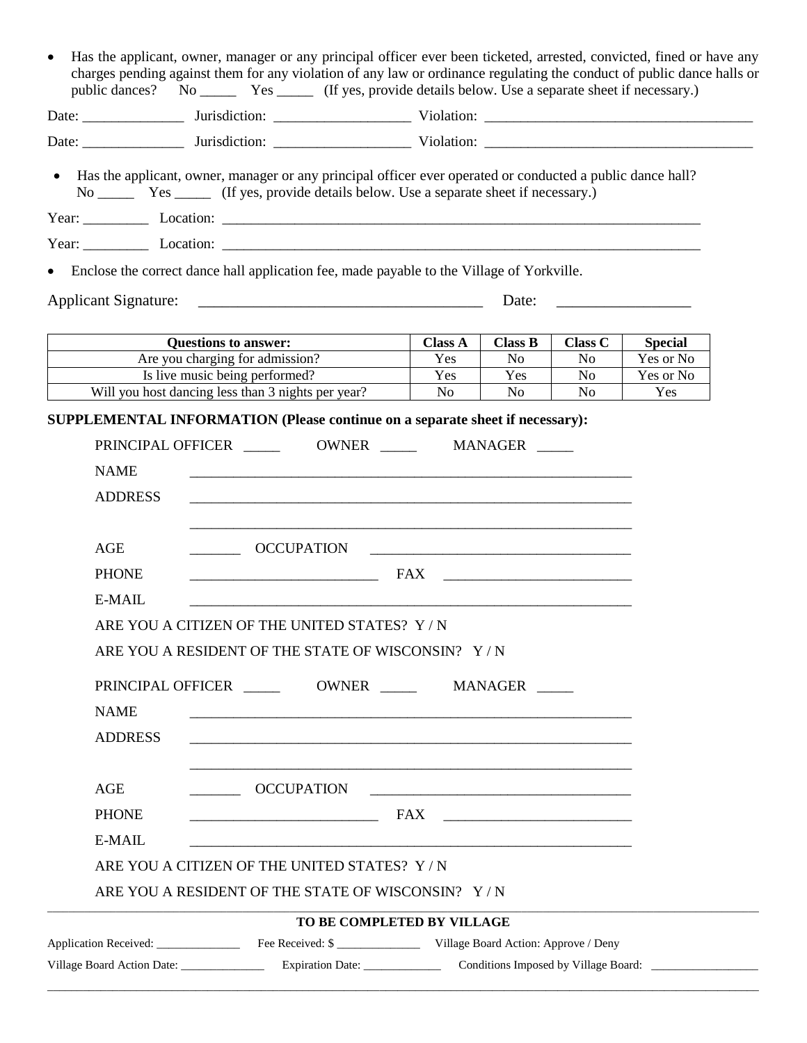- Has the applicant, owner, manager or any principal officer ever been ticketed, arrested, convicted, fined or have any charges pending against them for any violation of any law or ordinance regulating the conduct of public dance halls or public dances? No _____ Yes _____ (If yes, provide details below. Use a separate sheet if necessary.)

Date: ______________ Jurisdiction: ___________________ Violation: _____________________________________

Date: ______________ Jurisdiction: ___________________ Violation: _____________________________________

- Has the applicant, owner, manager or any principal officer ever operated or conducted a public dance hall? No _____ Yes _____ (If yes, provide details below. Use a separate sheet if necessary.)

Year: _________ Location: ______________________________________________________________________

Year: _________ Location: ______________________________________________________________________

- Enclose the correct dance hall application fee, made payable to the Village of Yorkville.

Applicant Signature: ______________________________________ Date: _________________

| Questions to answer: | Class A | Class B | Class C | Special |
|---|---|---|---|---|
| Are you charging for admission? | Yes | No | No | Yes or No |
| Is live music being performed? | Yes | Yes | No | Yes or No |
| Will you host dancing less than 3 nights per year? | No | No | No | Yes |

**SUPPLEMENTAL INFORMATION (Please continue on a separate sheet if necessary):**

PRINCIPAL OFFICER _____ OWNER _____ MANAGER _____

NAME ______________________________________________________________

ADDRESS ______________________________________________________________

______________________________________________________________

AGE _______ OCCUPATION ___________________________________

PHONE __________________________ FAX __________________________

E-MAIL ______________________________________________________________

ARE YOU A CITIZEN OF THE UNITED STATES? Y / N

ARE YOU A RESIDENT OF THE STATE OF WISCONSIN? Y / N

PRINCIPAL OFFICER _____ OWNER _____ MANAGER _____

NAME ______________________________________________________________

ADDRESS ______________________________________________________________

______________________________________________________________

AGE _______ OCCUPATION ___________________________________

PHONE __________________________ FAX __________________________

E-MAIL ______________________________________________________________

ARE YOU A CITIZEN OF THE UNITED STATES? Y / N

ARE YOU A RESIDENT OF THE STATE OF WISCONSIN? Y / N

**TO BE COMPLETED BY VILLAGE**

Application Received: ______________ Fee Received: $ ______________ Village Board Action: Approve / Deny

Village Board Action Date: ______________ Expiration Date: _____________ Conditions Imposed by Village Board: _________________

______________________________________________________________________________________________________